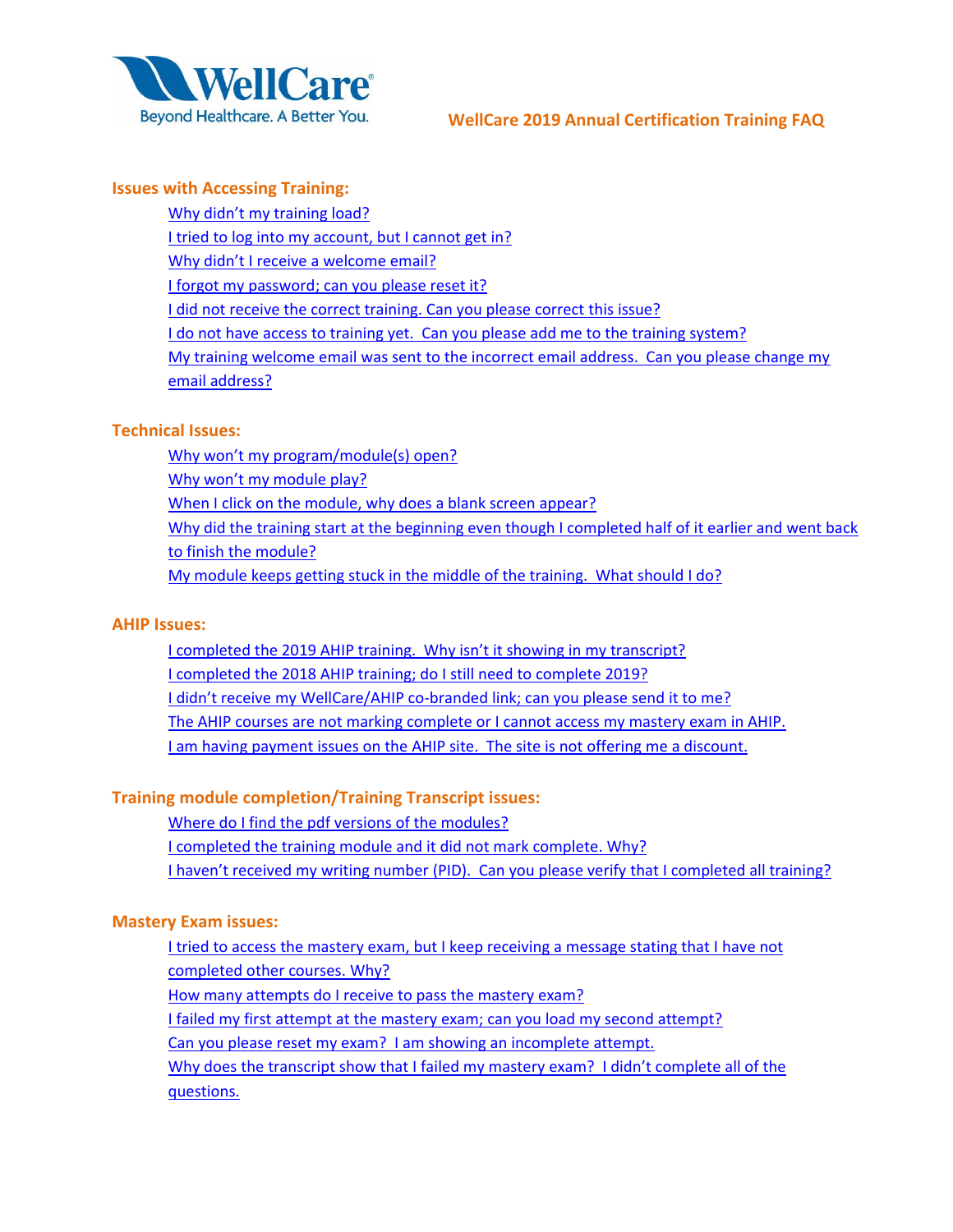WellCare
Beyond Healthcare. A Better You.

# WellCare 2019 Annual Certification Training FAQ

## Issues with Accessing Training:

- Why didn't my training load?
- I tried to log into my account, but I cannot get in?
- Why didn't I receive a welcome email?
- I forgot my password; can you please reset it?
- I did not receive the correct training. Can you please correct this issue?
- I do not have access to training yet. Can you please add me to the training system?
- My training welcome email was sent to the incorrect email address. Can you please change my email address?

## Technical Issues:

- Why won't my program/module(s) open?
- Why won't my module play?
- When I click on the module, why does a blank screen appear?
- Why did the training start at the beginning even though I completed half of it earlier and went back to finish the module?
- My module keeps getting stuck in the middle of the training. What should I do?

## AHIP Issues:

- I completed the 2019 AHIP training. Why isn't it showing in my transcript?
- I completed the 2018 AHIP training; do I still need to complete 2019?
- I didn't receive my WellCare/AHIP co-branded link; can you please send it to me?
- The AHIP courses are not marking complete or I cannot access my mastery exam in AHIP.
- I am having payment issues on the AHIP site. The site is not offering me a discount.

## Training module completion/Training Transcript issues:

- Where do I find the pdf versions of the modules?
- I completed the training module and it did not mark complete. Why?
- I haven't received my writing number (PID). Can you please verify that I completed all training?

## Mastery Exam issues:

- I tried to access the mastery exam, but I keep receiving a message stating that I have not completed other courses. Why?
- How many attempts do I receive to pass the mastery exam?
- I failed my first attempt at the mastery exam; can you load my second attempt?
- Can you please reset my exam? I am showing an incomplete attempt.
- Why does the transcript show that I failed my mastery exam? I didn't complete all of the questions.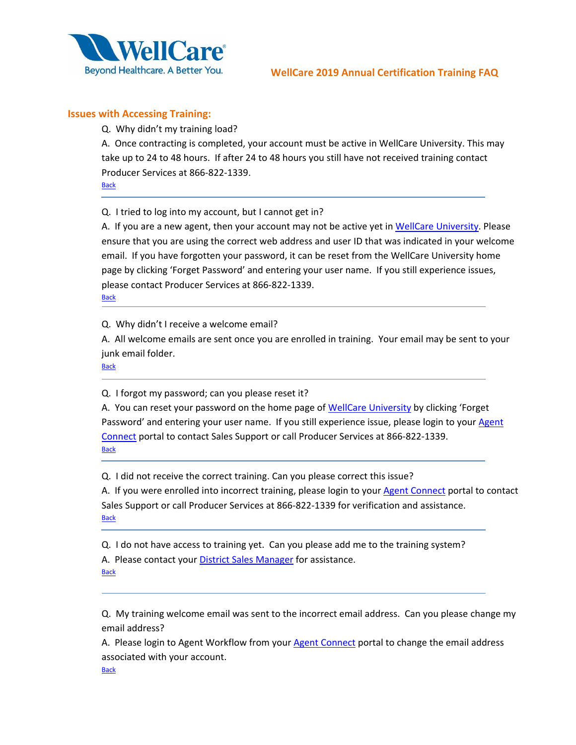# WellCare 2019 Annual Certification Training FAQ

## Issues with Accessing Training:

Q. Why didn't my training load?

A. Once contracting is completed, your account must be active in WellCare University. This may take up to 24 to 48 hours. If after 24 to 48 hours you still have not received training contact Producer Services at 866-822-1339.

Back

---

Q. I tried to log into my account, but I cannot get in?

A. If you are a new agent, then your account may not be active yet in WellCare University. Please ensure that you are using the correct web address and user ID that was indicated in your welcome email. If you have forgotten your password, it can be reset from the WellCare University home page by clicking 'Forget Password' and entering your user name. If you still experience issues, please contact Producer Services at 866-822-1339.

Back

---

Q. Why didn't I receive a welcome email?

A. All welcome emails are sent once you are enrolled in training. Your email may be sent to your junk email folder.

Back

---

Q. I forgot my password; can you please reset it?

A. You can reset your password on the home page of WellCare University by clicking 'Forget Password' and entering your user name. If you still experience issue, please login to your Agent Connect portal to contact Sales Support or call Producer Services at 866-822-1339.

Back

---

Q. I did not receive the correct training. Can you please correct this issue?

A. If you were enrolled into incorrect training, please login to your Agent Connect portal to contact Sales Support or call Producer Services at 866-822-1339 for verification and assistance.

Back

---

Q. I do not have access to training yet. Can you please add me to the training system?

A. Please contact your District Sales Manager for assistance.

Back

---

Q. My training welcome email was sent to the incorrect email address. Can you please change my email address?

A. Please login to Agent Workflow from your Agent Connect portal to change the email address associated with your account.

Back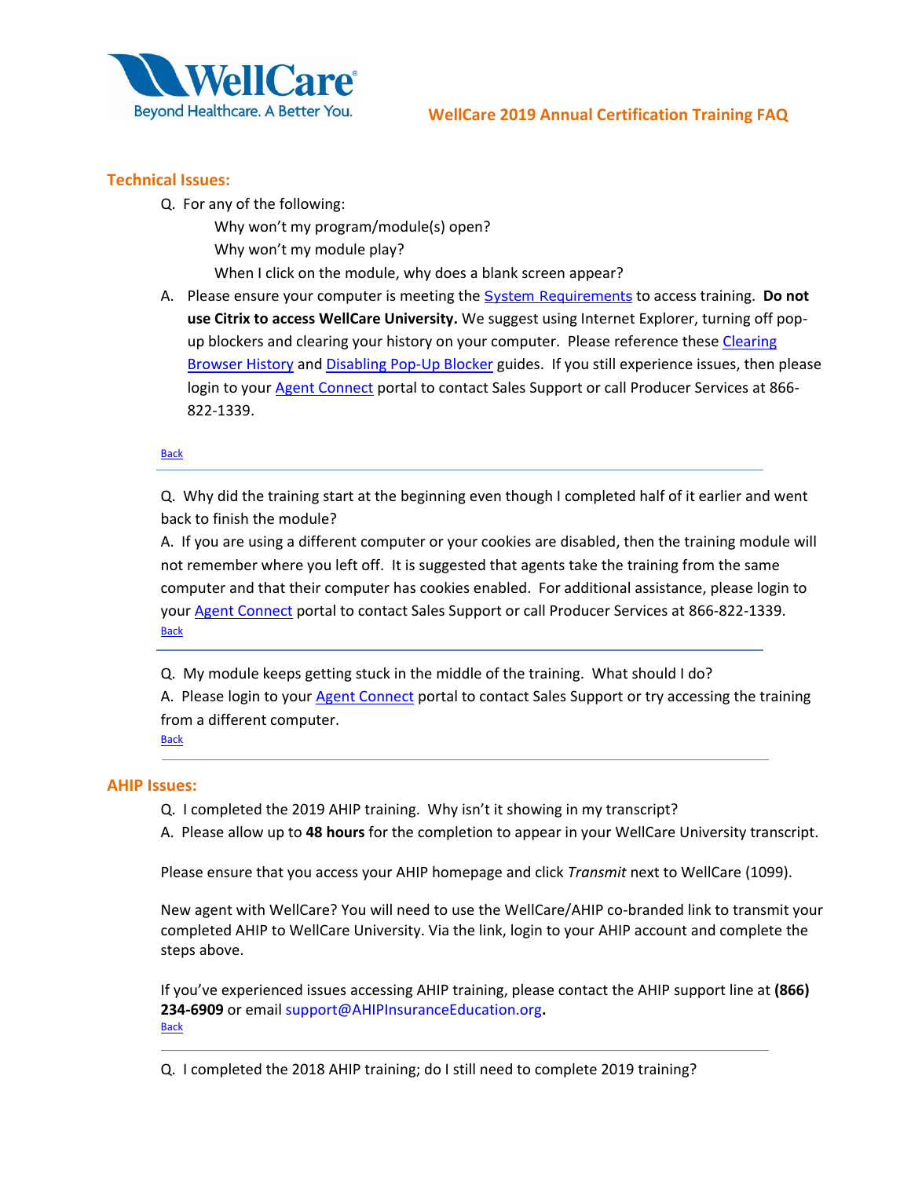WellCare 2019 Annual Certification Training FAQ

## Technical Issues:

Q. For any of the following:

Why won't my program/module(s) open?

Why won't my module play?

When I click on the module, why does a blank screen appear?

A. Please ensure your computer is meeting the System Requirements to access training. **Do not use Citrix to access WellCare University.** We suggest using Internet Explorer, turning off pop-up blockers and clearing your history on your computer. Please reference these Clearing Browser History and Disabling Pop-Up Blocker guides. If you still experience issues, then please login to your Agent Connect portal to contact Sales Support or call Producer Services at 866-822-1339.

Back

---

Q. Why did the training start at the beginning even though I completed half of it earlier and went back to finish the module?

A. If you are using a different computer or your cookies are disabled, then the training module will not remember where you left off. It is suggested that agents take the training from the same computer and that their computer has cookies enabled. For additional assistance, please login to your Agent Connect portal to contact Sales Support or call Producer Services at 866-822-1339.

Back

---

Q. My module keeps getting stuck in the middle of the training. What should I do?

A. Please login to your Agent Connect portal to contact Sales Support or try accessing the training from a different computer.

Back

---

## AHIP Issues:

Q. I completed the 2019 AHIP training. Why isn't it showing in my transcript?

A. Please allow up to **48 hours** for the completion to appear in your WellCare University transcript.

Please ensure that you access your AHIP homepage and click *Transmit* next to WellCare (1099).

New agent with WellCare? You will need to use the WellCare/AHIP co-branded link to transmit your completed AHIP to WellCare University. Via the link, login to your AHIP account and complete the steps above.

If you've experienced issues accessing AHIP training, please contact the AHIP support line at **(866) 234-6909** or email support@AHIPInsuranceEducation.org**.**

Back

---

Q. I completed the 2018 AHIP training; do I still need to complete 2019 training?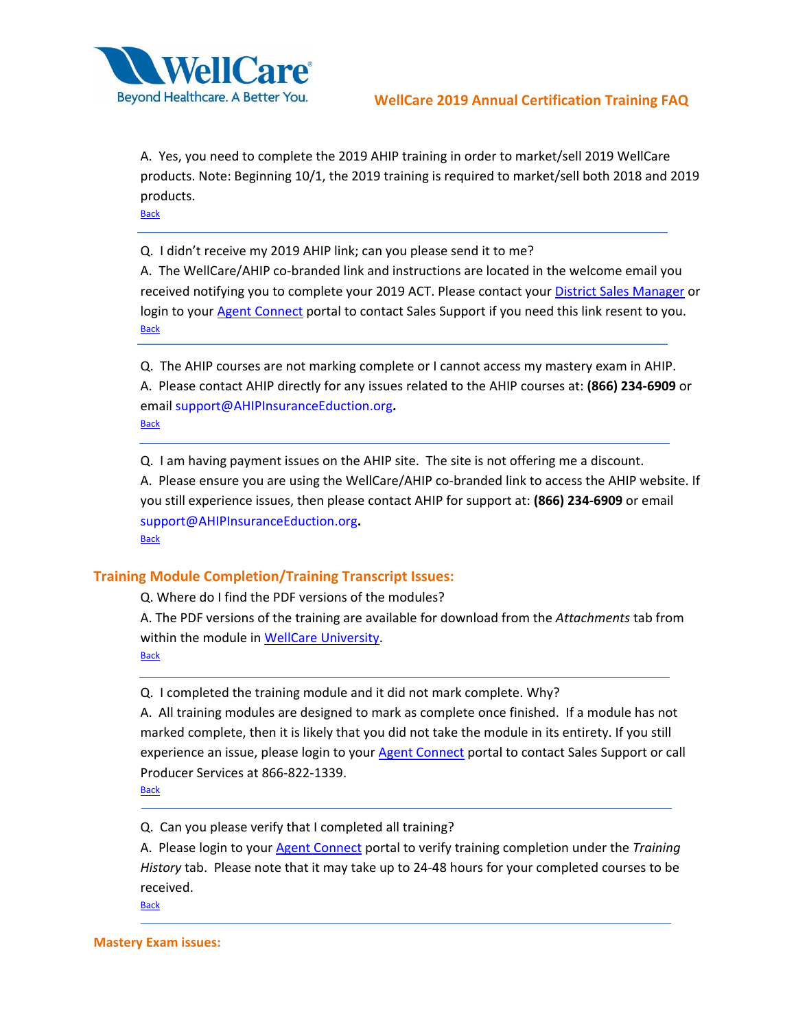A. Yes, you need to complete the 2019 AHIP training in order to market/sell 2019 WellCare products. Note: Beginning 10/1, the 2019 training is required to market/sell both 2018 and 2019 products.

Back

---

Q. I didn't receive my 2019 AHIP link; can you please send it to me?

A. The WellCare/AHIP co-branded link and instructions are located in the welcome email you received notifying you to complete your 2019 ACT. Please contact your District Sales Manager or login to your Agent Connect portal to contact Sales Support if you need this link resent to you.

Back

---

Q. The AHIP courses are not marking complete or I cannot access my mastery exam in AHIP.

A. Please contact AHIP directly for any issues related to the AHIP courses at: **(866) 234-6909** or email support@AHIPInsuranceEduction.org**.**

Back

---

Q. I am having payment issues on the AHIP site. The site is not offering me a discount.

A. Please ensure you are using the WellCare/AHIP co-branded link to access the AHIP website. If you still experience issues, then please contact AHIP for support at: **(866) 234-6909** or email support@AHIPInsuranceEduction.org**.**

Back

## Training Module Completion/Training Transcript Issues:

Q. Where do I find the PDF versions of the modules?

A. The PDF versions of the training are available for download from the *Attachments* tab from within the module in WellCare University.

Back

---

Q. I completed the training module and it did not mark complete. Why?

A. All training modules are designed to mark as complete once finished. If a module has not marked complete, then it is likely that you did not take the module in its entirety. If you still experience an issue, please login to your Agent Connect portal to contact Sales Support or call Producer Services at 866-822-1339.

Back

---

Q. Can you please verify that I completed all training?

A. Please login to your Agent Connect portal to verify training completion under the *Training History* tab. Please note that it may take up to 24-48 hours for your completed courses to be received.

Back

---

## Mastery Exam issues: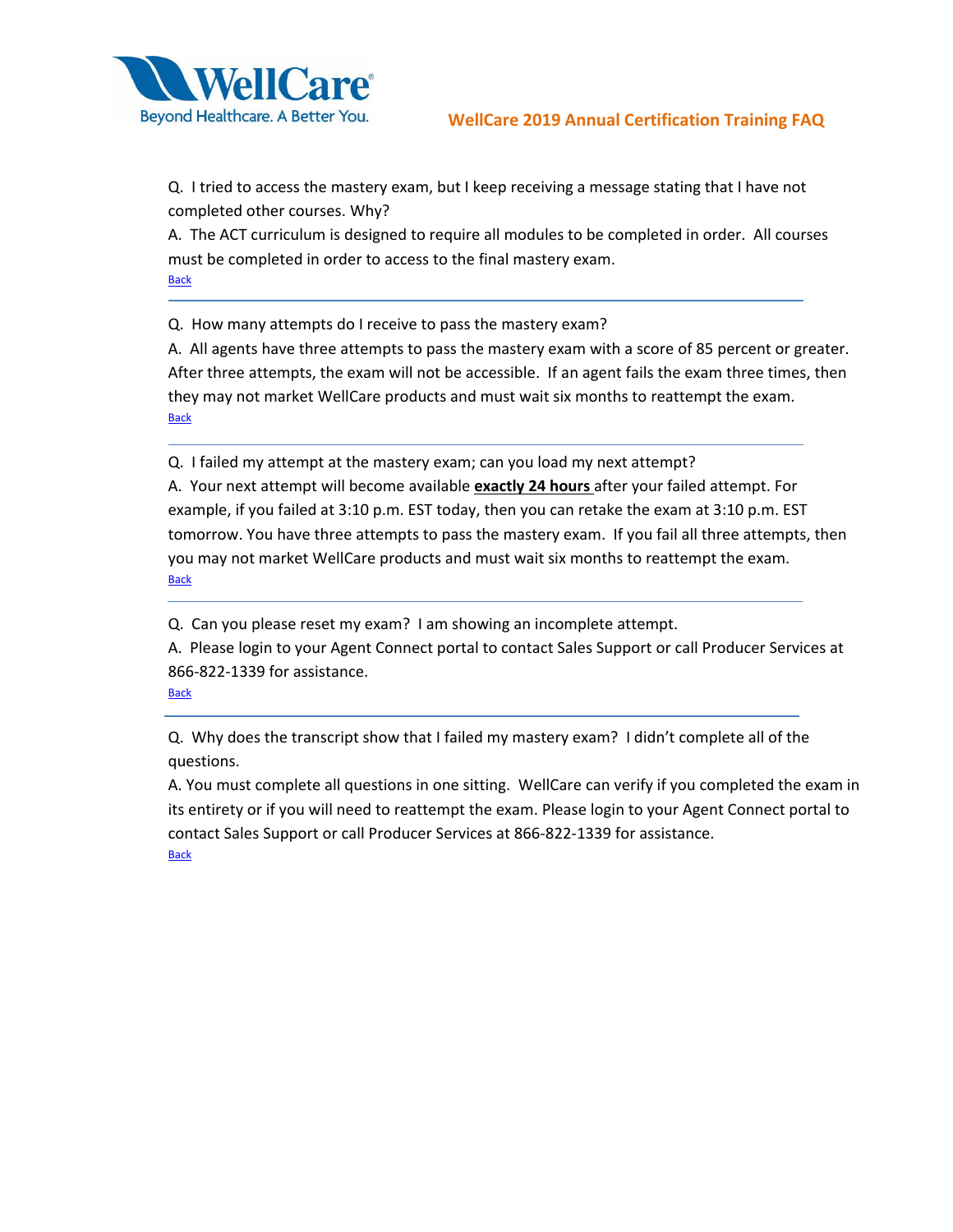Q. I tried to access the mastery exam, but I keep receiving a message stating that I have not completed other courses. Why?

A. The ACT curriculum is designed to require all modules to be completed in order. All courses must be completed in order to access to the final mastery exam.

Back

---

Q. How many attempts do I receive to pass the mastery exam?

A. All agents have three attempts to pass the mastery exam with a score of 85 percent or greater. After three attempts, the exam will not be accessible. If an agent fails the exam three times, then they may not market WellCare products and must wait six months to reattempt the exam.

Back

---

Q. I failed my attempt at the mastery exam; can you load my next attempt?

A. Your next attempt will become available **exactly 24 hours** after your failed attempt. For example, if you failed at 3:10 p.m. EST today, then you can retake the exam at 3:10 p.m. EST tomorrow. You have three attempts to pass the mastery exam. If you fail all three attempts, then you may not market WellCare products and must wait six months to reattempt the exam.

Back

---

Q. Can you please reset my exam? I am showing an incomplete attempt.

A. Please login to your Agent Connect portal to contact Sales Support or call Producer Services at 866-822-1339 for assistance.

Back

---

Q. Why does the transcript show that I failed my mastery exam? I didn't complete all of the questions.

A. You must complete all questions in one sitting. WellCare can verify if you completed the exam in its entirety or if you will need to reattempt the exam. Please login to your Agent Connect portal to contact Sales Support or call Producer Services at 866-822-1339 for assistance.

Back